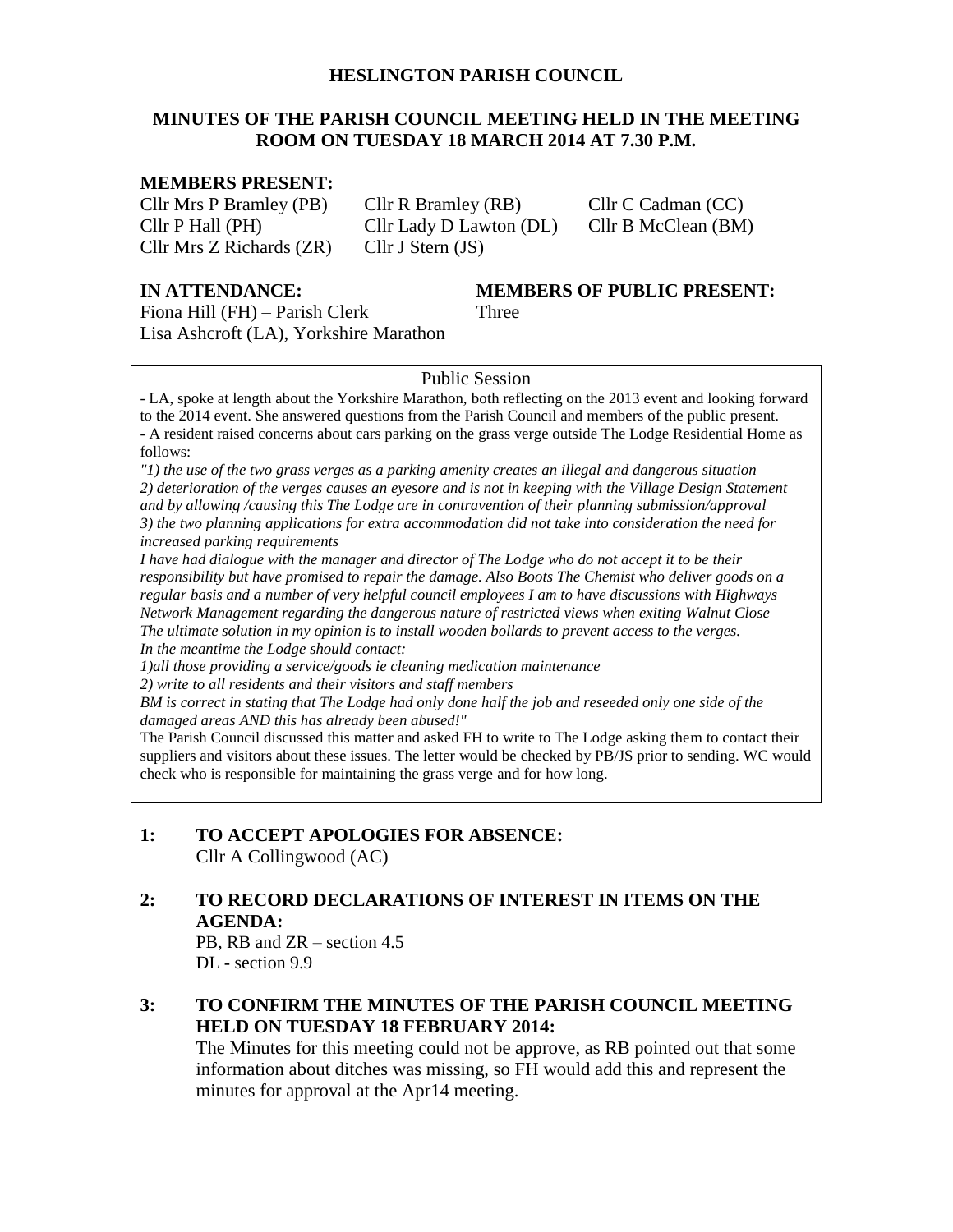# HESLINGTON PARISH COUNCIL

## MINUTES OF THE PARISH COUNCIL MEETING HELD IN THE MEETING ROOM ON TUESDAY 18 MARCH 2014 AT 7.30 P.M.

**MEMBERS PRESENT:**

Cllr Mrs P Bramley (PB), Cllr R Bramley (RB), Cllr C Cadman (CC), Cllr P Hall (PH), Cllr Lady D Lawton (DL), Cllr B McClean (BM), Cllr Mrs Z Richards (ZR), Cllr J Stern (JS)

**IN ATTENDANCE:**

Fiona Hill (FH) – Parish Clerk
Lisa Ashcroft (LA), Yorkshire Marathon

**MEMBERS OF PUBLIC PRESENT:**

Three

---

Public Session

- LA, spoke at length about the Yorkshire Marathon, both reflecting on the 2013 event and looking forward to the 2014 event. She answered questions from the Parish Council and members of the public present.
- A resident raised concerns about cars parking on the grass verge outside The Lodge Residential Home as follows:

*"1) the use of the two grass verges as a parking amenity creates an illegal and dangerous situation*
*2) deterioration of the verges causes an eyesore and is not in keeping with the Village Design Statement and by allowing /causing this The Lodge are in contravention of their planning submission/approval*
*3) the two planning applications for extra accommodation did not take into consideration the need for increased parking requirements*
*I have had dialogue with the manager and director of The Lodge who do not accept it to be their responsibility but have promised to repair the damage. Also Boots The Chemist who deliver goods on a regular basis and a number of very helpful council employees I am to have discussions with Highways Network Management regarding the dangerous nature of restricted views when exiting Walnut Close*
*The ultimate solution in my opinion is to install wooden bollards to prevent access to the verges.*
*In the meantime the Lodge should contact:*
*1)all those providing a service/goods ie cleaning medication maintenance*
*2) write to all residents and their visitors and staff members*
*BM is correct in stating that The Lodge had only done half the job and reseeded only one side of the damaged areas AND this has already been abused!"*

The Parish Council discussed this matter and asked FH to write to The Lodge asking them to contact their suppliers and visitors about these issues. The letter would be checked by PB/JS prior to sending. WC would check who is responsible for maintaining the grass verge and for how long.

---

### 1: TO ACCEPT APOLOGIES FOR ABSENCE:

Cllr A Collingwood (AC)

### 2: TO RECORD DECLARATIONS OF INTEREST IN ITEMS ON THE AGENDA:

PB, RB and ZR – section 4.5
DL - section 9.9

### 3: TO CONFIRM THE MINUTES OF THE PARISH COUNCIL MEETING HELD ON TUESDAY 18 FEBRUARY 2014:

The Minutes for this meeting could not be approve, as RB pointed out that some information about ditches was missing, so FH would add this and represent the minutes for approval at the Apr14 meeting.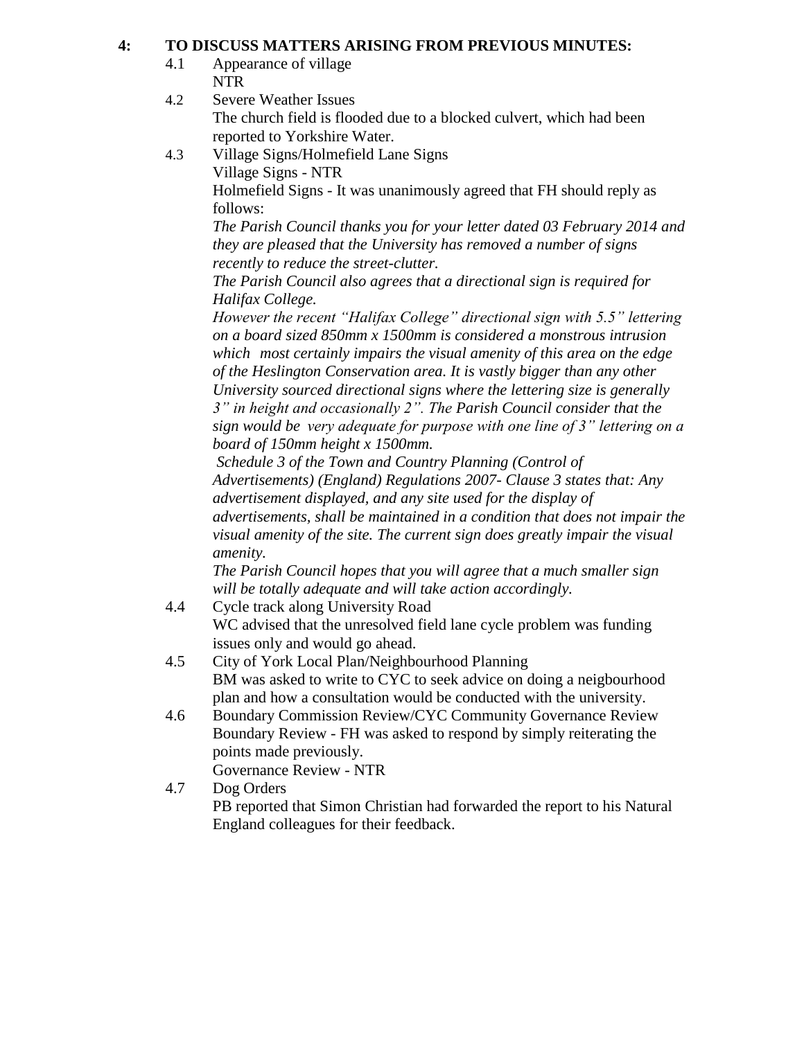**4: TO DISCUSS MATTERS ARISING FROM PREVIOUS MINUTES:**

4.1 Appearance of village
NTR

4.2 Severe Weather Issues
The church field is flooded due to a blocked culvert, which had been reported to Yorkshire Water.

4.3 Village Signs/Holmefield Lane Signs
Village Signs - NTR
Holmefield Signs - It was unanimously agreed that FH should reply as follows:
*The Parish Council thanks you for your letter dated 03 February 2014 and they are pleased that the University has removed a number of signs recently to reduce the street-clutter.*
*The Parish Council also agrees that a directional sign is required for Halifax College.*
*However the recent "Halifax College" directional sign with 5.5" lettering on a board sized 850mm x 1500mm is considered a monstrous intrusion which most certainly impairs the visual amenity of this area on the edge of the Heslington Conservation area. It is vastly bigger than any other University sourced directional signs where the lettering size is generally 3" in height and occasionally 2". The Parish Council consider that the sign would be very adequate for purpose with one line of 3" lettering on a board of 150mm height x 1500mm.*
*Schedule 3 of the Town and Country Planning (Control of Advertisements) (England) Regulations 2007- Clause 3 states that: Any advertisement displayed, and any site used for the display of advertisements, shall be maintained in a condition that does not impair the visual amenity of the site. The current sign does greatly impair the visual amenity.*
*The Parish Council hopes that you will agree that a much smaller sign will be totally adequate and will take action accordingly.*

4.4 Cycle track along University Road
WC advised that the unresolved field lane cycle problem was funding issues only and would go ahead.

4.5 City of York Local Plan/Neighbourhood Planning
BM was asked to write to CYC to seek advice on doing a neigbourhood plan and how a consultation would be conducted with the university.

4.6 Boundary Commission Review/CYC Community Governance Review
Boundary Review - FH was asked to respond by simply reiterating the points made previously.
Governance Review - NTR

4.7 Dog Orders
PB reported that Simon Christian had forwarded the report to his Natural England colleagues for their feedback.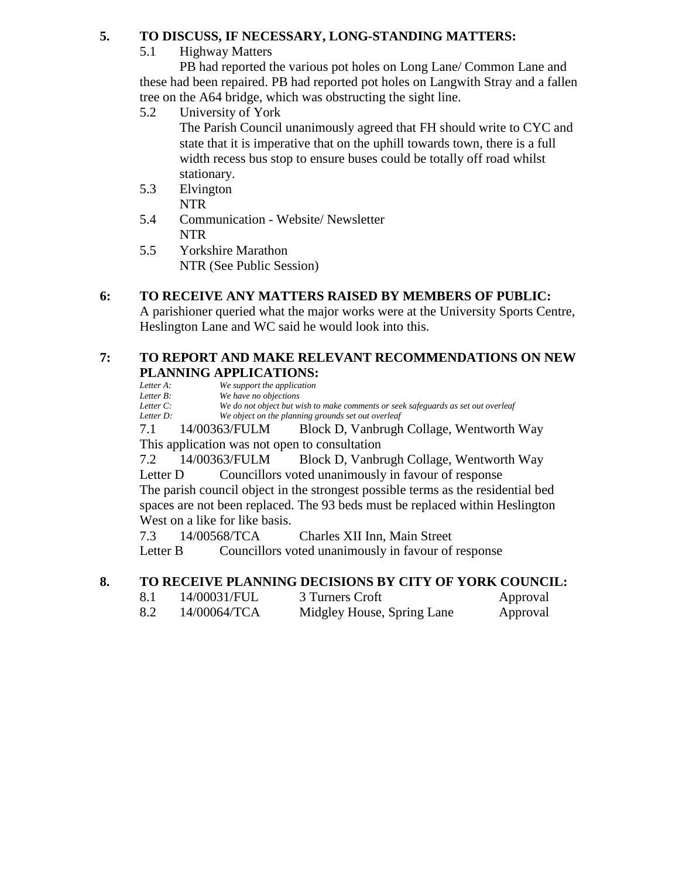## 5. TO DISCUSS, IF NECESSARY, LONG-STANDING MATTERS:

5.1 Highway Matters

PB had reported the various pot holes on Long Lane/ Common Lane and these had been repaired. PB had reported pot holes on Langwith Stray and a fallen tree on the A64 bridge, which was obstructing the sight line.

5.2 University of York

The Parish Council unanimously agreed that FH should write to CYC and state that it is imperative that on the uphill towards town, there is a full width recess bus stop to ensure buses could be totally off road whilst stationary.

5.3 Elvington

NTR

5.4 Communication - Website/ Newsletter

NTR

5.5 Yorkshire Marathon

NTR (See Public Session)

## 6: TO RECEIVE ANY MATTERS RAISED BY MEMBERS OF PUBLIC:

A parishioner queried what the major works were at the University Sports Centre, Heslington Lane and WC said he would look into this.

## 7: TO REPORT AND MAKE RELEVANT RECOMMENDATIONS ON NEW PLANNING APPLICATIONS:

*Letter A: We support the application*
*Letter B: We have no objections*
*Letter C: We do not object but wish to make comments or seek safeguards as set out overleaf*
*Letter D: We object on the planning grounds set out overleaf*

7.1 14/00363/FULM Block D, Vanbrugh Collage, Wentworth Way

This application was not open to consultation

7.2 14/00363/FULM Block D, Vanbrugh Collage, Wentworth Way

Letter D Councillors voted unanimously in favour of response

The parish council object in the strongest possible terms as the residential bed spaces are not been replaced. The 93 beds must be replaced within Heslington West on a like for like basis.

7.3 14/00568/TCA Charles XII Inn, Main Street

Letter B Councillors voted unanimously in favour of response

## 8. TO RECEIVE PLANNING DECISIONS BY CITY OF YORK COUNCIL:

| | | | |
|---|---|---|---|
| 8.1 | 14/00031/FUL | 3 Turners Croft | Approval |
| 8.2 | 14/00064/TCA | Midgley House, Spring Lane | Approval |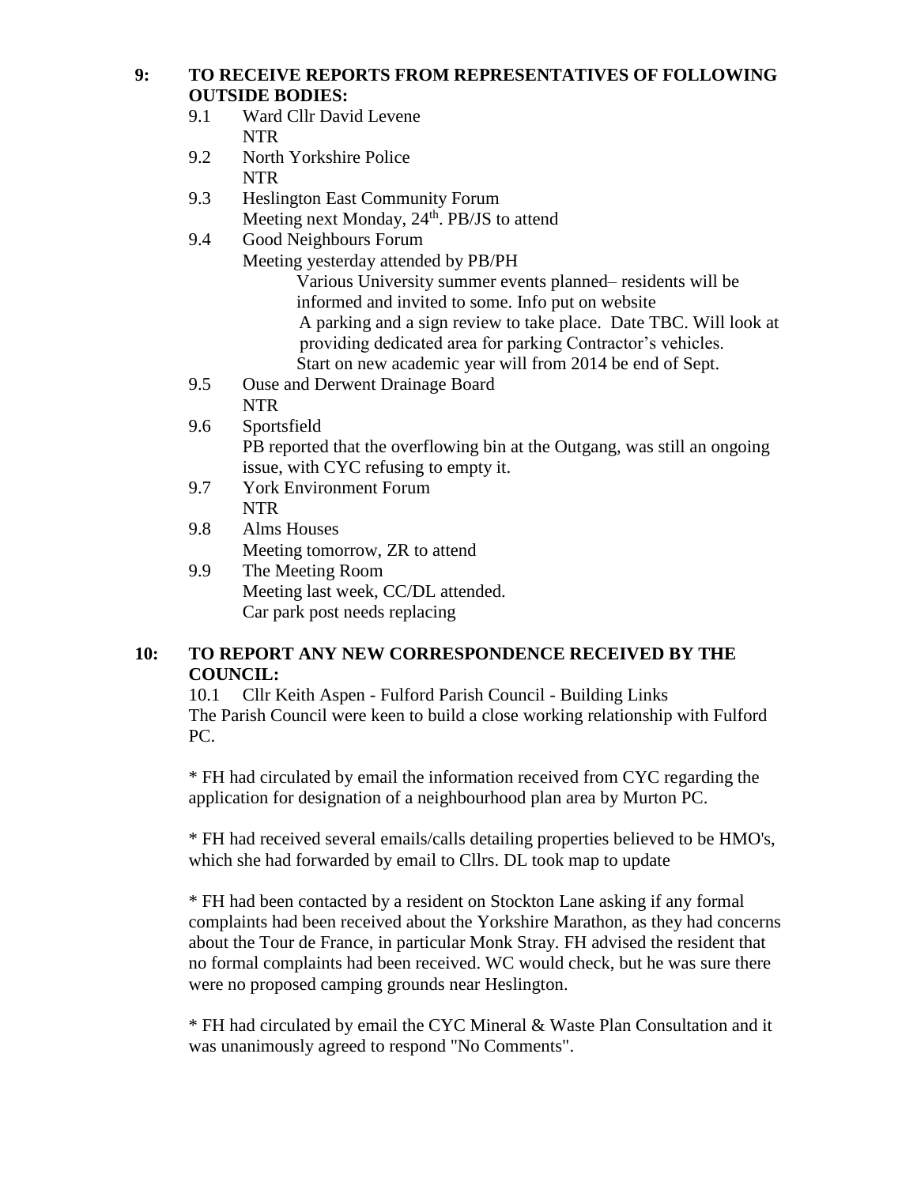**9: TO RECEIVE REPORTS FROM REPRESENTATIVES OF FOLLOWING OUTSIDE BODIES:**

9.1 Ward Cllr David Levene
NTR

9.2 North Yorkshire Police
NTR

9.3 Heslington East Community Forum
Meeting next Monday, 24th. PB/JS to attend

9.4 Good Neighbours Forum
Meeting yesterday attended by PB/PH
Various University summer events planned– residents will be informed and invited to some. Info put on website
A parking and a sign review to take place. Date TBC. Will look at providing dedicated area for parking Contractor's vehicles.
Start on new academic year will from 2014 be end of Sept.

9.5 Ouse and Derwent Drainage Board
NTR

9.6 Sportsfield
PB reported that the overflowing bin at the Outgang, was still an ongoing issue, with CYC refusing to empty it.

9.7 York Environment Forum
NTR

9.8 Alms Houses
Meeting tomorrow, ZR to attend

9.9 The Meeting Room
Meeting last week, CC/DL attended.
Car park post needs replacing

**10: TO REPORT ANY NEW CORRESPONDENCE RECEIVED BY THE COUNCIL:**

10.1 Cllr Keith Aspen - Fulford Parish Council - Building Links
The Parish Council were keen to build a close working relationship with Fulford PC.

* FH had circulated by email the information received from CYC regarding the application for designation of a neighbourhood plan area by Murton PC.

* FH had received several emails/calls detailing properties believed to be HMO's, which she had forwarded by email to Cllrs. DL took map to update

* FH had been contacted by a resident on Stockton Lane asking if any formal complaints had been received about the Yorkshire Marathon, as they had concerns about the Tour de France, in particular Monk Stray. FH advised the resident that no formal complaints had been received. WC would check, but he was sure there were no proposed camping grounds near Heslington.

* FH had circulated by email the CYC Mineral & Waste Plan Consultation and it was unanimously agreed to respond "No Comments".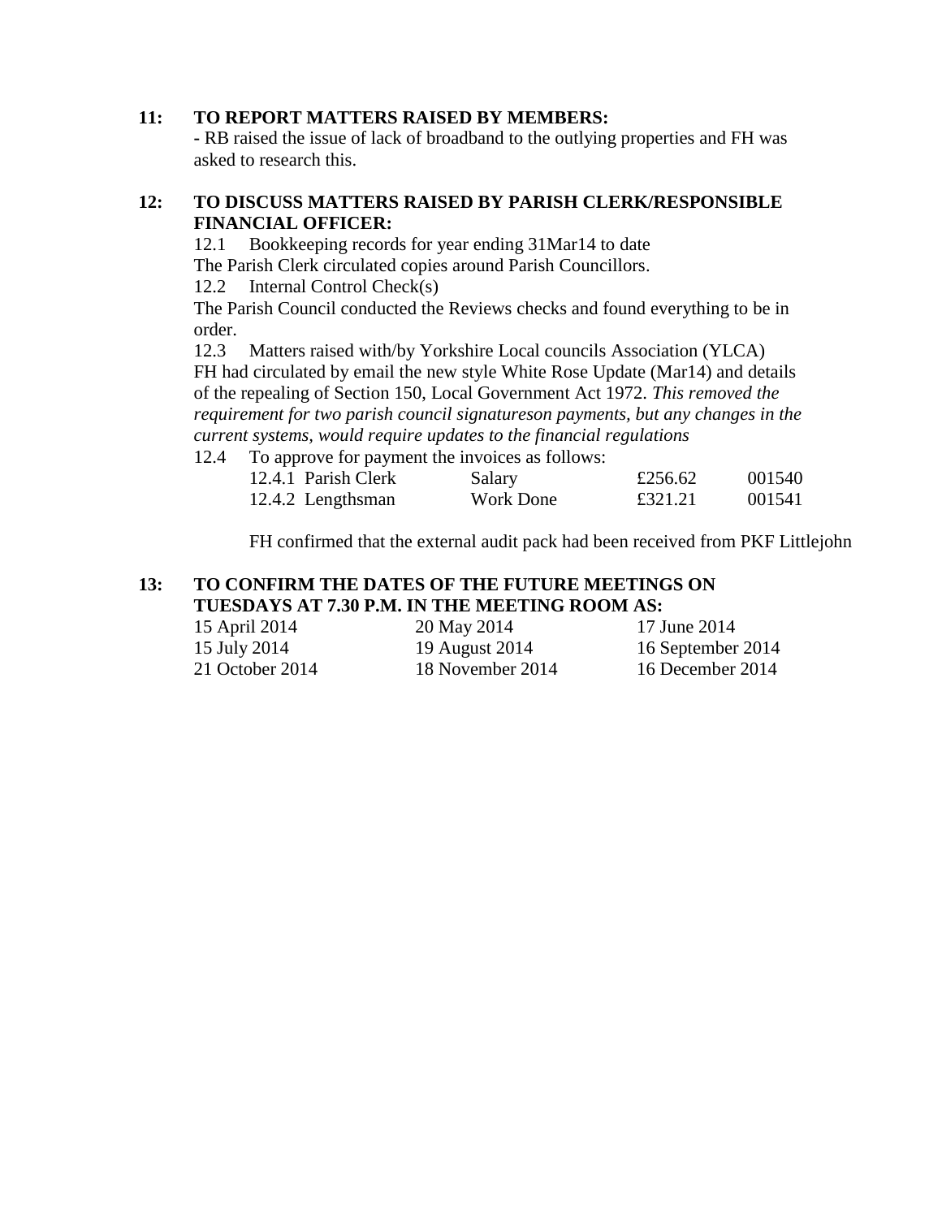**11: TO REPORT MATTERS RAISED BY MEMBERS:**

- RB raised the issue of lack of broadband to the outlying properties and FH was asked to research this.

**12: TO DISCUSS MATTERS RAISED BY PARISH CLERK/RESPONSIBLE FINANCIAL OFFICER:**

12.1 Bookkeeping records for year ending 31Mar14 to date

The Parish Clerk circulated copies around Parish Councillors.

12.2 Internal Control Check(s)

The Parish Council conducted the Reviews checks and found everything to be in order.

12.3 Matters raised with/by Yorkshire Local councils Association (YLCA)

FH had circulated by email the new style White Rose Update (Mar14) and details of the repealing of Section 150, Local Government Act 1972. *This removed the requirement for two parish council signatureson payments, but any changes in the current systems, would require updates to the financial regulations*

12.4 To approve for payment the invoices as follows:

| | | | |
|---|---|---|---|
| 12.4.1 Parish Clerk | Salary | £256.62 | 001540 |
| 12.4.2 Lengthsman | Work Done | £321.21 | 001541 |

FH confirmed that the external audit pack had been received from PKF Littlejohn

**13: TO CONFIRM THE DATES OF THE FUTURE MEETINGS ON TUESDAYS AT 7.30 P.M. IN THE MEETING ROOM AS:**

| | | |
|---|---|---|
| 15 April 2014 | 20 May 2014 | 17 June 2014 |
| 15 July 2014 | 19 August 2014 | 16 September 2014 |
| 21 October 2014 | 18 November 2014 | 16 December 2014 |